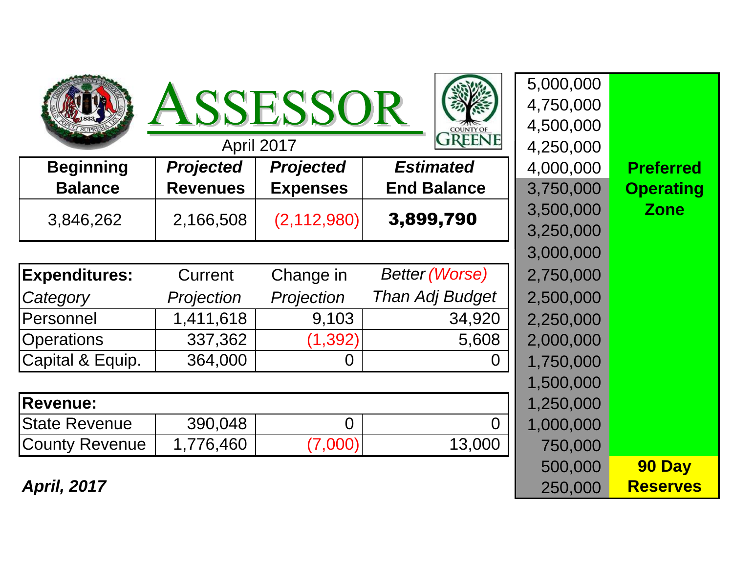# ASSESSOR

April 2017

COUNTY OF GREENE

| Beginning Balance | *Projected Revenues* | *Projected Expenses* | *Estimated* End Balance |
|---|---|---|---|
| 3,846,262 | 2,166,508 | (2,112,980) | **3,899,790** |

| **Expenditures:** *Category* | Current *Projection* | Change in *Projection* | *Better (Worse) Than Adj Budget* |
|---|---|---|---|
| Personnel | 1,411,618 | 9,103 | 34,920 |
| Operations | 337,362 | (1,392) | 5,608 |
| Capital & Equip. | 364,000 | 0 | 0 |

| **Revenue:** | | | |
|---|---|---|---|
| State Revenue | 390,048 | 0 | 0 |
| County Revenue | 1,776,460 | (7,000) | 13,000 |

***April, 2017***

| Scale | Zone |
|---|---|
| 5,000,000 | |
| 4,750,000 | |
| 4,500,000 | |
| 4,250,000 | |
| 4,000,000 | **Preferred Operating Zone** |
| 3,750,000 | |
| 3,500,000 | |
| 3,250,000 | |
| 3,000,000 | |
| 2,750,000 | |
| 2,500,000 | |
| 2,250,000 | |
| 2,000,000 | |
| 1,750,000 | |
| 1,500,000 | |
| 1,250,000 | |
| 1,000,000 | |
| 750,000 | |
| 500,000 | **90 Day Reserves** |
| 250,000 | |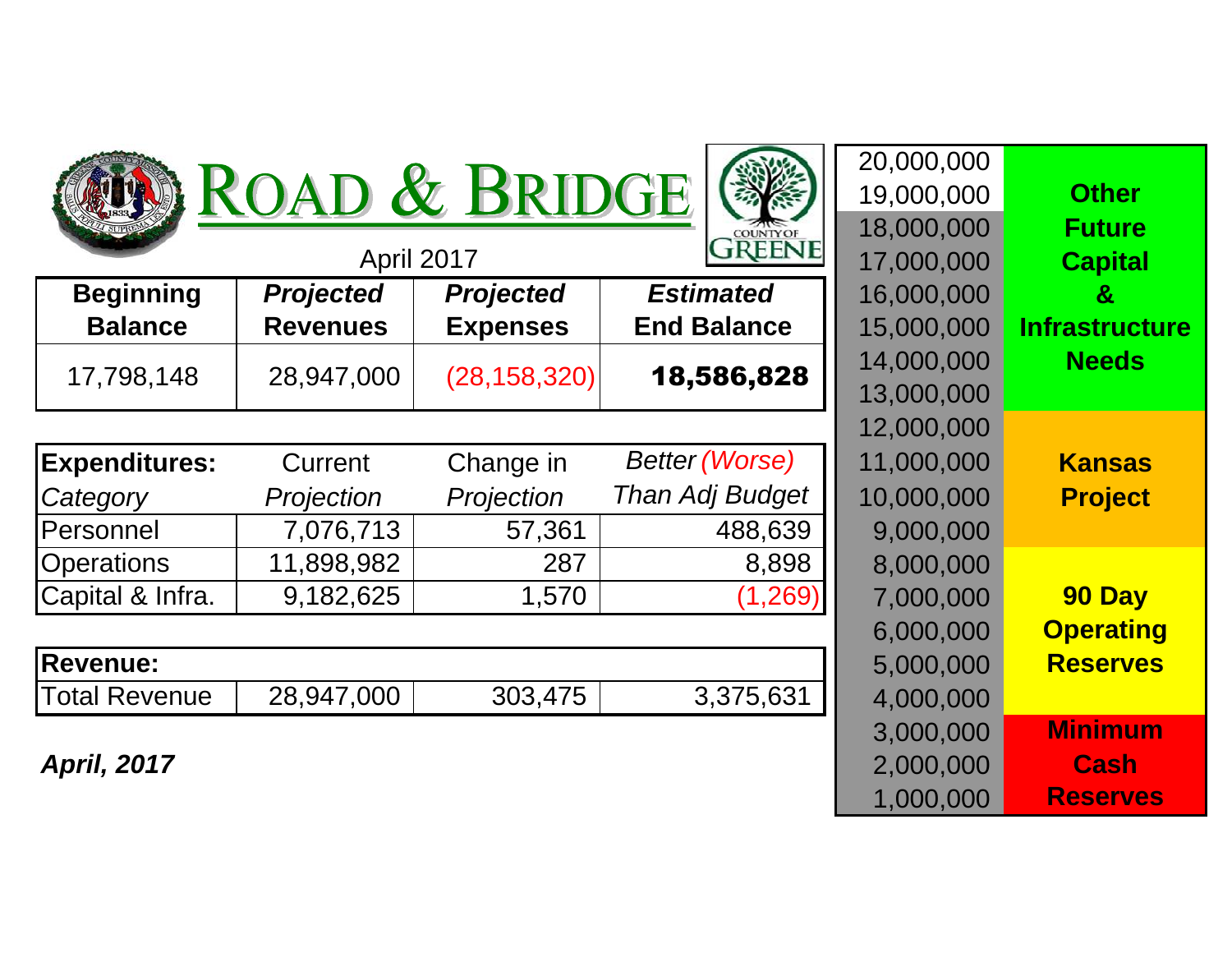# ROAD & BRIDGE

April 2017

| Beginning Balance | *Projected* Revenues | *Projected* Expenses | *Estimated* End Balance |
|---|---|---|---|
| 17,798,148 | 28,947,000 | (28,158,320) | **18,586,828** |

| **Expenditures:** *Category* | Current *Projection* | Change in *Projection* | *Better (Worse) Than Adj Budget* |
|---|---|---|---|
| Personnel | 7,076,713 | 57,361 | 488,639 |
| Operations | 11,898,982 | 287 | 8,898 |
| Capital & Infra. | 9,182,625 | 1,570 | (1,269) |

| **Revenue:** | | | |
|---|---|---|---|
| Total Revenue | 28,947,000 | 303,475 | 3,375,631 |

***April, 2017***

| Amount | Category |
|---|---|
| 20,000,000 | **Other Future Capital & Infrastructure Needs** |
| 19,000,000 | |
| 18,000,000 | |
| 17,000,000 | |
| 16,000,000 | |
| 15,000,000 | |
| 14,000,000 | |
| 13,000,000 | |
| 12,000,000 | **Kansas Project** |
| 11,000,000 | |
| 10,000,000 | |
| 9,000,000 | |
| 8,000,000 | **90 Day Operating Reserves** |
| 7,000,000 | |
| 6,000,000 | |
| 5,000,000 | |
| 4,000,000 | |
| 3,000,000 | **Minimum Cash Reserves** |
| 2,000,000 | |
| 1,000,000 | |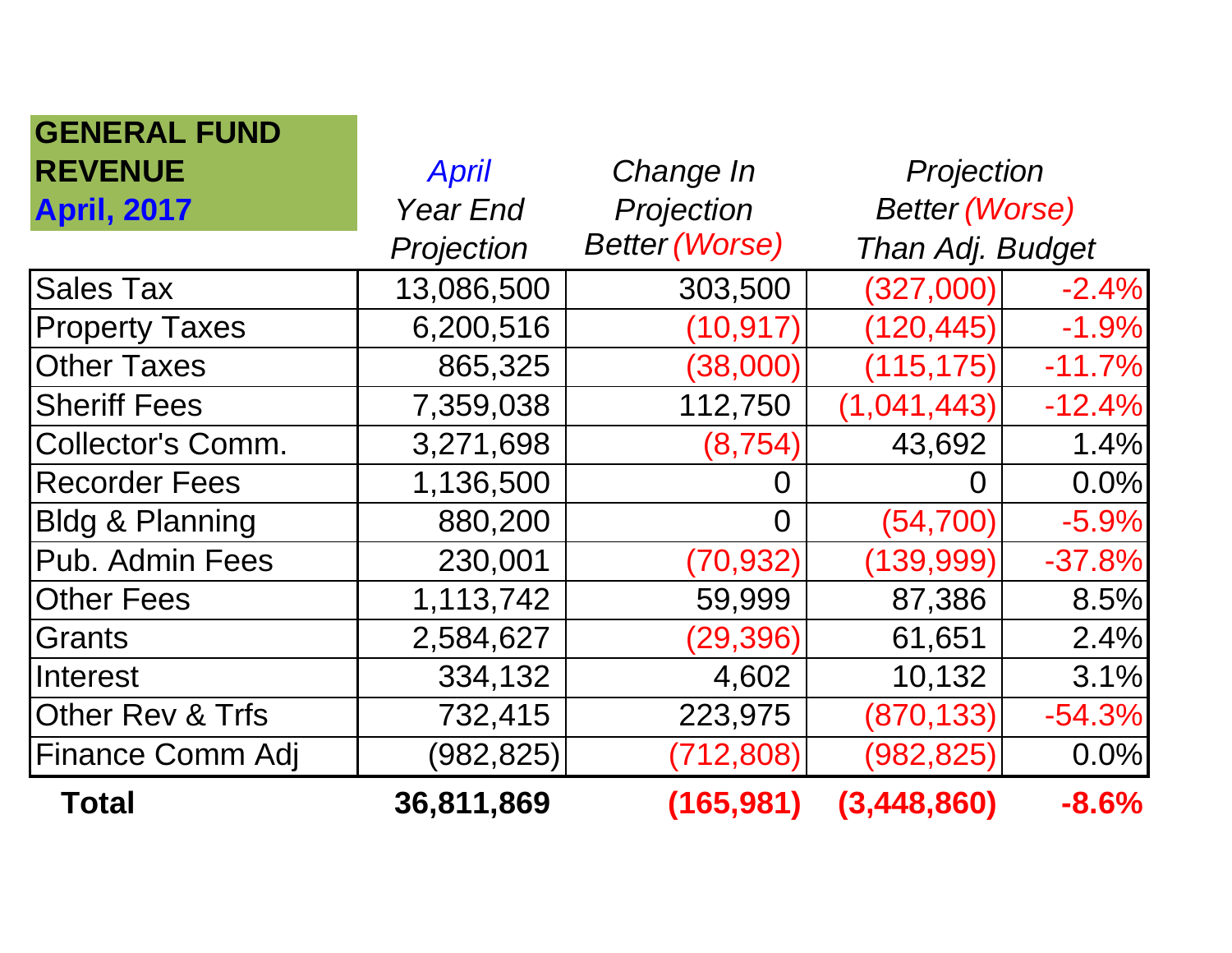**GENERAL FUND REVENUE**
**April, 2017**

| | *April* *Year End Projection* | *Change In Projection Better (Worse)* | *Projection Better (Worse) Than Adj. Budget* | |
|---|---|---|---|---|
| Sales Tax | 13,086,500 | 303,500 | (327,000) | -2.4% |
| Property Taxes | 6,200,516 | (10,917) | (120,445) | -1.9% |
| Other Taxes | 865,325 | (38,000) | (115,175) | -11.7% |
| Sheriff Fees | 7,359,038 | 112,750 | (1,041,443) | -12.4% |
| Collector's Comm. | 3,271,698 | (8,754) | 43,692 | 1.4% |
| Recorder Fees | 1,136,500 | 0 | 0 | 0.0% |
| Bldg & Planning | 880,200 | 0 | (54,700) | -5.9% |
| Pub. Admin Fees | 230,001 | (70,932) | (139,999) | -37.8% |
| Other Fees | 1,113,742 | 59,999 | 87,386 | 8.5% |
| Grants | 2,584,627 | (29,396) | 61,651 | 2.4% |
| Interest | 334,132 | 4,602 | 10,132 | 3.1% |
| Other Rev & Trfs | 732,415 | 223,975 | (870,133) | -54.3% |
| Finance Comm Adj | (982,825) | (712,808) | (982,825) | 0.0% |
| **Total** | **36,811,869** | **(165,981)** | **(3,448,860)** | **-8.6%** |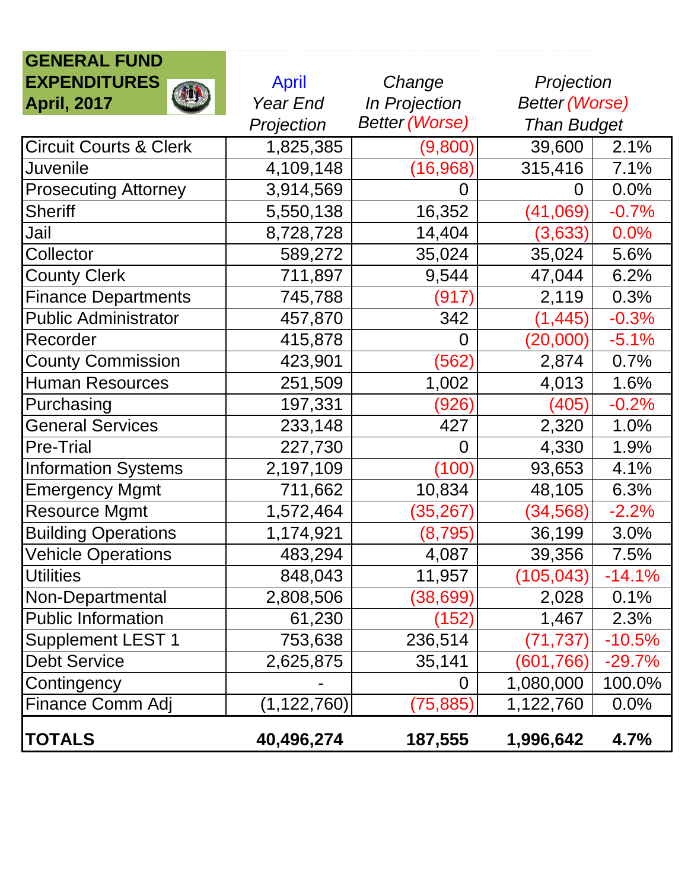## GENERAL FUND EXPENDITURES April, 2017

| | April Year End Projection | Change In Projection Better (Worse) | Projection Better (Worse) Than Budget | |
|---|---|---|---|---|
| Circuit Courts & Clerk | 1,825,385 | (9,800) | 39,600 | 2.1% |
| Juvenile | 4,109,148 | (16,968) | 315,416 | 7.1% |
| Prosecuting Attorney | 3,914,569 | 0 | 0 | 0.0% |
| Sheriff | 5,550,138 | 16,352 | (41,069) | -0.7% |
| Jail | 8,728,728 | 14,404 | (3,633) | 0.0% |
| Collector | 589,272 | 35,024 | 35,024 | 5.6% |
| County Clerk | 711,897 | 9,544 | 47,044 | 6.2% |
| Finance Departments | 745,788 | (917) | 2,119 | 0.3% |
| Public Administrator | 457,870 | 342 | (1,445) | -0.3% |
| Recorder | 415,878 | 0 | (20,000) | -5.1% |
| County Commission | 423,901 | (562) | 2,874 | 0.7% |
| Human Resources | 251,509 | 1,002 | 4,013 | 1.6% |
| Purchasing | 197,331 | (926) | (405) | -0.2% |
| General Services | 233,148 | 427 | 2,320 | 1.0% |
| Pre-Trial | 227,730 | 0 | 4,330 | 1.9% |
| Information Systems | 2,197,109 | (100) | 93,653 | 4.1% |
| Emergency Mgmt | 711,662 | 10,834 | 48,105 | 6.3% |
| Resource Mgmt | 1,572,464 | (35,267) | (34,568) | -2.2% |
| Building Operations | 1,174,921 | (8,795) | 36,199 | 3.0% |
| Vehicle Operations | 483,294 | 4,087 | 39,356 | 7.5% |
| Utilities | 848,043 | 11,957 | (105,043) | -14.1% |
| Non-Departmental | 2,808,506 | (38,699) | 2,028 | 0.1% |
| Public Information | 61,230 | (152) | 1,467 | 2.3% |
| Supplement LEST 1 | 753,638 | 236,514 | (71,737) | -10.5% |
| Debt Service | 2,625,875 | 35,141 | (601,766) | -29.7% |
| Contingency | - | 0 | 1,080,000 | 100.0% |
| Finance Comm Adj | (1,122,760) | (75,885) | 1,122,760 | 0.0% |
| **TOTALS** | **40,496,274** | **187,555** | **1,996,642** | **4.7%** |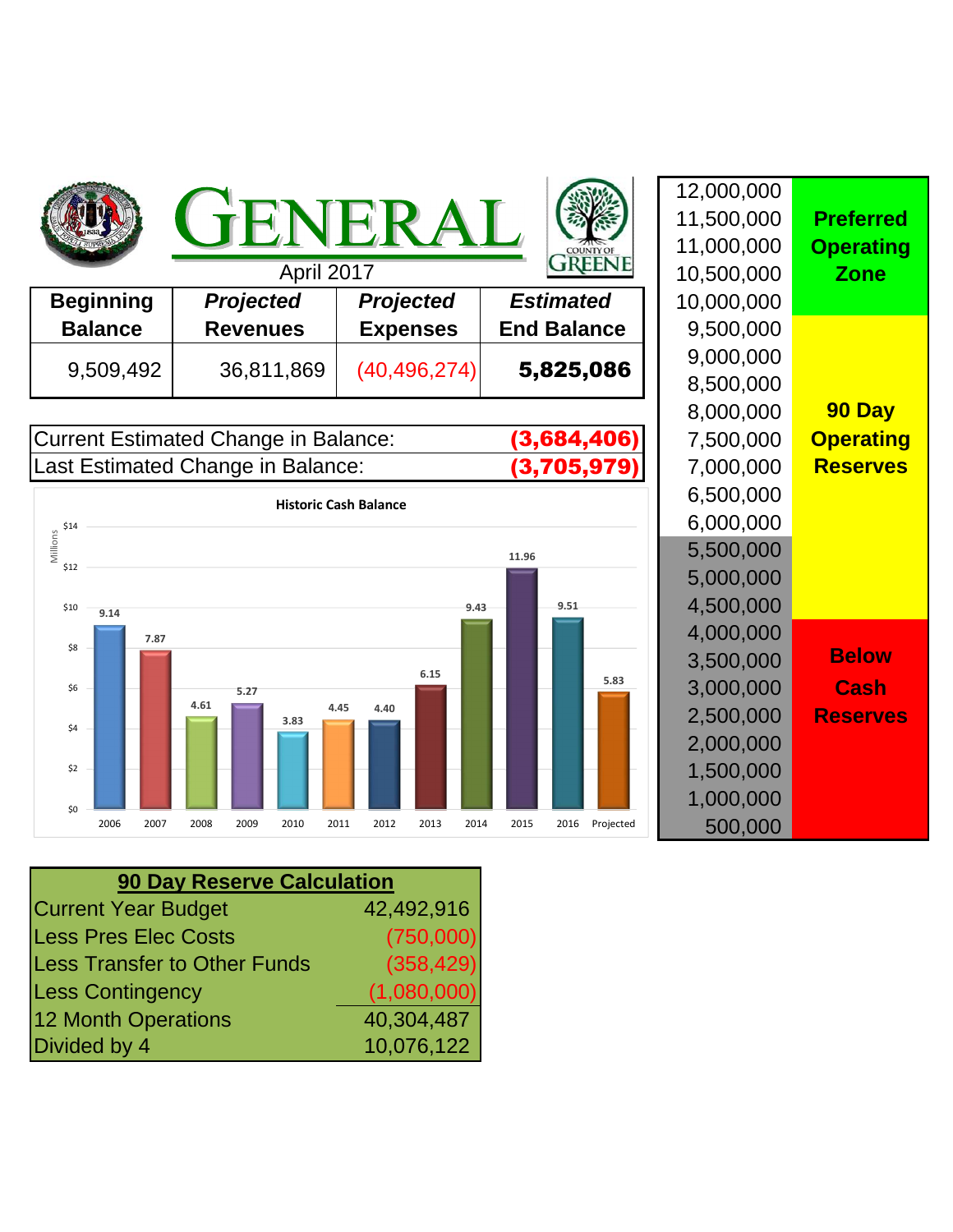# GENERAL

April 2017

| Beginning Balance | *Projected* Revenues | *Projected* Expenses | *Estimated* End Balance |
|---|---|---|---|
| 9,509,492 | 36,811,869 | (40,496,274) | **5,825,086** |

| | |
|---|---|
| Current Estimated Change in Balance: | **(3,684,406)** |
| Last Estimated Change in Balance: | **(3,705,979)** |

**Historic Cash Balance**

Millions

$14
$12
$10
$8
$6
$4
$2
$0

9.14
7.87
4.61
5.27
3.83
4.45
4.40
6.15
9.43
11.96
9.51
5.83

2006
2007
2008
2009
2010
2011
2012
2013
2014
2015
2016
Projected

| | |
|---|---|
| 12,000,000 | **Preferred Operating Zone** |
| 11,500,000 | |
| 11,000,000 | |
| 10,500,000 | |
| 10,000,000 | |
| 9,500,000 | **90 Day Operating Reserves** |
| 9,000,000 | |
| 8,500,000 | |
| 8,000,000 | |
| 7,500,000 | |
| 7,000,000 | |
| 6,500,000 | |
| 6,000,000 | |
| 5,500,000 | |
| 5,000,000 | |
| 4,500,000 | |
| 4,000,000 | **Below Cash Reserves** |
| 3,500,000 | |
| 3,000,000 | |
| 2,500,000 | |
| 2,000,000 | |
| 1,500,000 | |
| 1,000,000 | |
| 500,000 | |

| **90 Day Reserve Calculation** | |
|---|---|
| Current Year Budget | 42,492,916 |
| Less Pres Elec Costs | (750,000) |
| Less Transfer to Other Funds | (358,429) |
| Less Contingency | (1,080,000) |
| 12 Month Operations | 40,304,487 |
| Divided by 4 | 10,076,122 |